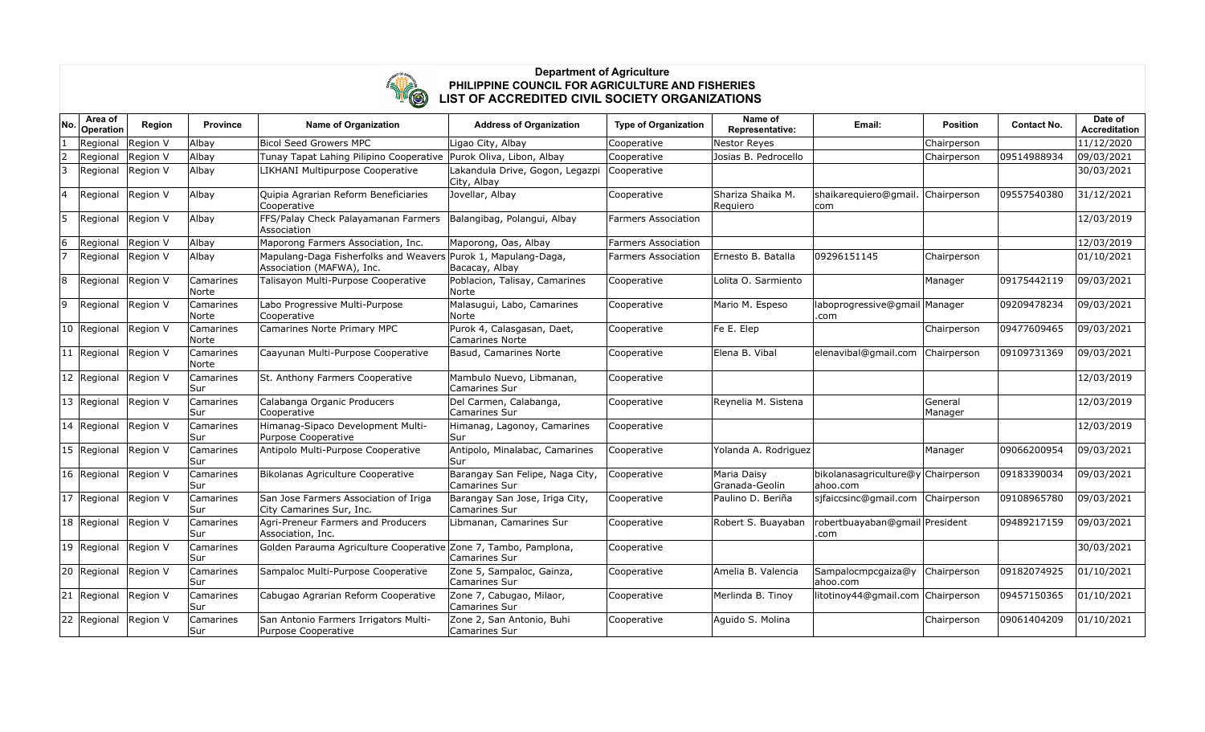**Department of Agriculture**
**PHILIPPINE COUNCIL FOR AGRICULTURE AND FISHERIES**
**LIST OF ACCREDITED CIVIL SOCIETY ORGANIZATIONS**

| No. | Area of Operation | Region | Province | Name of Organization | Address of Organization | Type of Organization | Name of Representative: | Email: | Position | Contact No. | Date of Accreditation |
|---|---|---|---|---|---|---|---|---|---|---|---|
| 1 | Regional | Region V | Albay | Bicol Seed Growers MPC | Ligao City, Albay | Cooperative | Nestor Reyes | | Chairperson | | 11/12/2020 |
| 2 | Regional | Region V | Albay | Tunay Tapat Lahing Pilipino Cooperative | Purok Oliva, Libon, Albay | Cooperative | Josias B. Pedrocello | | Chairperson | 09514988934 | 09/03/2021 |
| 3 | Regional | Region V | Albay | LIKHANI Multipurpose Cooperative | Lakandula Drive, Gogon, Legazpi City, Albay | Cooperative | | | | | 30/03/2021 |
| 4 | Regional | Region V | Albay | Quipia Agrarian Reform Beneficiaries Cooperative | Jovellar, Albay | Cooperative | Shariza Shaika M. Requiero | shaikarequiero@gmail.com | Chairperson | 09557540380 | 31/12/2021 |
| 5 | Regional | Region V | Albay | FFS/Palay Check Palayamanan Farmers Association | Balangibag, Polangui, Albay | Farmers Association | | | | | 12/03/2019 |
| 6 | Regional | Region V | Albay | Maporong Farmers Association, Inc. | Maporong, Oas, Albay | Farmers Association | | | | | 12/03/2019 |
| 7 | Regional | Region V | Albay | Mapulang-Daga Fisherfolks and Weavers Association (MAFWA), Inc. | Purok 1, Mapulang-Daga, Bacacay, Albay | Farmers Association | Ernesto B. Batalla | 09296151145 | Chairperson | | 01/10/2021 |
| 8 | Regional | Region V | Camarines Norte | Talisayon Multi-Purpose Cooperative | Poblacion, Talisay, Camarines Norte | Cooperative | Lolita O. Sarmiento | | Manager | 09175442119 | 09/03/2021 |
| 9 | Regional | Region V | Camarines Norte | Labo Progressive Multi-Purpose Cooperative | Malasugui, Labo, Camarines Norte | Cooperative | Mario M. Espeso | laboprogressive@gmail.com | Manager | 09209478234 | 09/03/2021 |
| 10 | Regional | Region V | Camarines Norte | Camarines Norte Primary MPC | Purok 4, Calasgasan, Daet, Camarines Norte | Cooperative | Fe E. Elep | | Chairperson | 09477609465 | 09/03/2021 |
| 11 | Regional | Region V | Camarines Norte | Caayunan Multi-Purpose Cooperative | Basud, Camarines Norte | Cooperative | Elena B. Vibal | elenavibal@gmail.com | Chairperson | 09109731369 | 09/03/2021 |
| 12 | Regional | Region V | Camarines Sur | St. Anthony Farmers Cooperative | Mambulo Nuevo, Libmanan, Camarines Sur | Cooperative | | | | | 12/03/2019 |
| 13 | Regional | Region V | Camarines Sur | Calabanga Organic Producers Cooperative | Del Carmen, Calabanga, Camarines Sur | Cooperative | Reynelia M. Sistena | | General Manager | | 12/03/2019 |
| 14 | Regional | Region V | Camarines Sur | Himanag-Sipaco Development Multi-Purpose Cooperative | Himanag, Lagonoy, Camarines Sur | Cooperative | | | | | 12/03/2019 |
| 15 | Regional | Region V | Camarines Sur | Antipolo Multi-Purpose Cooperative | Antipolo, Minalabac, Camarines Sur | Cooperative | Yolanda A. Rodriguez | | Manager | 09066200954 | 09/03/2021 |
| 16 | Regional | Region V | Camarines Sur | Bikolanas Agriculture Cooperative | Barangay San Felipe, Naga City, Camarines Sur | Cooperative | Maria Daisy Granada-Geolin | bikolanasagriculture@yahoo.com | Chairperson | 09183390034 | 09/03/2021 |
| 17 | Regional | Region V | Camarines Sur | San Jose Farmers Association of Iriga City Camarines Sur, Inc. | Barangay San Jose, Iriga City, Camarines Sur | Cooperative | Paulino D. Beriña | sjfaiccsinc@gmail.com | Chairperson | 09108965780 | 09/03/2021 |
| 18 | Regional | Region V | Camarines Sur | Agri-Preneur Farmers and Producers Association, Inc. | Libmanan, Camarines Sur | Cooperative | Robert S. Buayaban | robertbuayaban@gmail.com | President | 09489217159 | 09/03/2021 |
| 19 | Regional | Region V | Camarines Sur | Golden Parauma Agriculture Cooperative | Zone 7, Tambo, Pamplona, Camarines Sur | Cooperative | | | | | 30/03/2021 |
| 20 | Regional | Region V | Camarines Sur | Sampaloc Multi-Purpose Cooperative | Zone 5, Sampaloc, Gainza, Camarines Sur | Cooperative | Amelia B. Valencia | Sampalocmpcgaiza@yahoo.com | Chairperson | 09182074925 | 01/10/2021 |
| 21 | Regional | Region V | Camarines Sur | Cabugao Agrarian Reform Cooperative | Zone 7, Cabugao, Milaor, Camarines Sur | Cooperative | Merlinda B. Tinoy | litotinoy44@gmail.com | Chairperson | 09457150365 | 01/10/2021 |
| 22 | Regional | Region V | Camarines Sur | San Antonio Farmers Irrigators Multi-Purpose Cooperative | Zone 2, San Antonio, Buhi Camarines Sur | Cooperative | Aguido S. Molina | | Chairperson | 09061404209 | 01/10/2021 |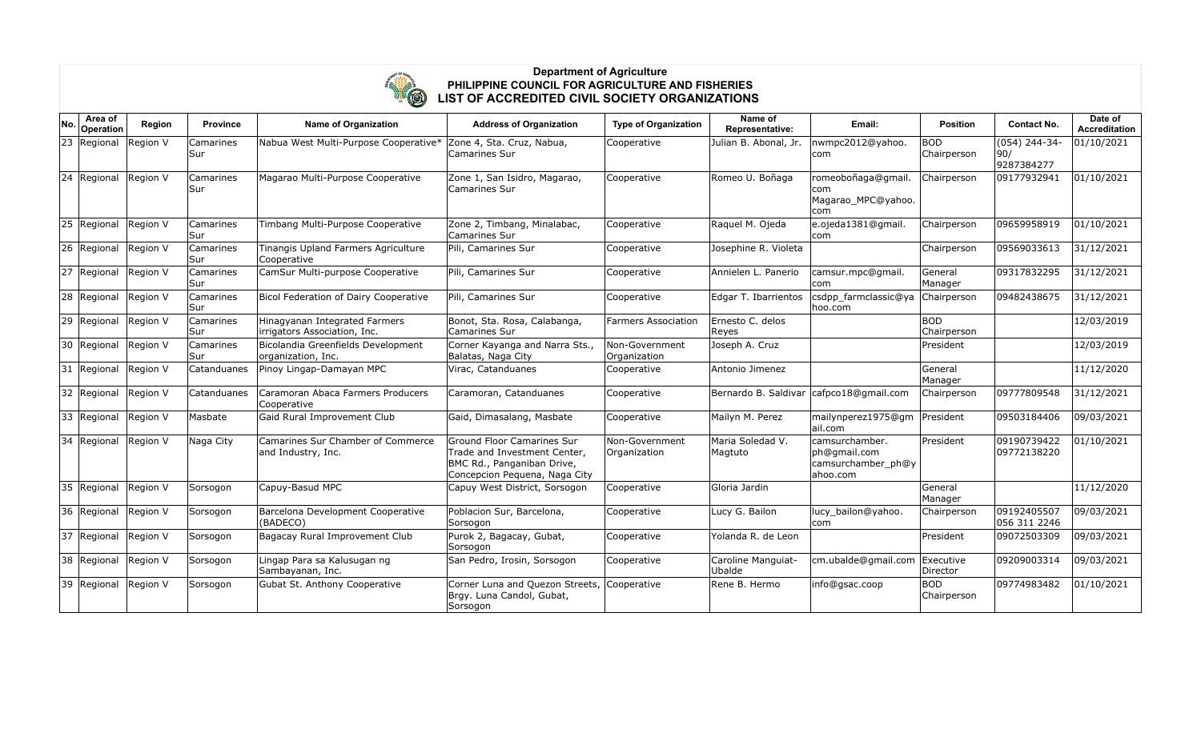**Department of Agriculture**
**PHILIPPINE COUNCIL FOR AGRICULTURE AND FISHERIES**
**LIST OF ACCREDITED CIVIL SOCIETY ORGANIZATIONS**

| No. | Area of Operation | Region | Province | Name of Organization | Address of Organization | Type of Organization | Name of Representative: | Email: | Position | Contact No. | Date of Accreditation |
|---|---|---|---|---|---|---|---|---|---|---|---|
| 23 | Regional | Region V | Camarines Sur | Nabua West Multi-Purpose Cooperative* | Zone 4, Sta. Cruz, Nabua, Camarines Sur | Cooperative | Julian B. Abonal, Jr. | nwmpc2012@yahoo.com | BOD Chairperson | (054) 244-34-90/ 9287384277 | 01/10/2021 |
| 24 | Regional | Region V | Camarines Sur | Magarao Multi-Purpose Cooperative | Zone 1, San Isidro, Magarao, Camarines Sur | Cooperative | Romeo U. Boñaga | romeoboñaga@gmail.com Magarao_MPC@yahoo.com | Chairperson | 09177932941 | 01/10/2021 |
| 25 | Regional | Region V | Camarines Sur | Timbang Multi-Purpose Cooperative | Zone 2, Timbang, Minalabac, Camarines Sur | Cooperative | Raquel M. Ojeda | e.ojeda1381@gmail.com | Chairperson | 09659958919 | 01/10/2021 |
| 26 | Regional | Region V | Camarines Sur | Tinangis Upland Farmers Agriculture Cooperative | Pili, Camarines Sur | Cooperative | Josephine R. Violeta | | Chairperson | 09569033613 | 31/12/2021 |
| 27 | Regional | Region V | Camarines Sur | CamSur Multi-purpose Cooperative | Pili, Camarines Sur | Cooperative | Annielen L. Panerio | camsur.mpc@gmail.com | General Manager | 09317832295 | 31/12/2021 |
| 28 | Regional | Region V | Camarines Sur | Bicol Federation of Dairy Cooperative | Pili, Camarines Sur | Cooperative | Edgar T. Ibarrientos | csdpp_farmclassic@yahoo.com | Chairperson | 09482438675 | 31/12/2021 |
| 29 | Regional | Region V | Camarines Sur | Hinagyanan Integrated Farmers irrigators Association, Inc. | Bonot, Sta. Rosa, Calabanga, Camarines Sur | Farmers Association | Ernesto C. delos Reyes | | BOD Chairperson | | 12/03/2019 |
| 30 | Regional | Region V | Camarines Sur | Bicolandia Greenfields Development organization, Inc. | Corner Kayanga and Narra Sts., Balatas, Naga City | Non-Government Organization | Joseph A. Cruz | | President | | 12/03/2019 |
| 31 | Regional | Region V | Catanduanes | Pinoy Lingap-Damayan MPC | Virac, Catanduanes | Cooperative | Antonio Jimenez | | General Manager | | 11/12/2020 |
| 32 | Regional | Region V | Catanduanes | Caramoran Abaca Farmers Producers Cooperative | Caramoran, Catanduanes | Cooperative | Bernardo B. Saldivar | cafpco18@gmail.com | Chairperson | 09777809548 | 31/12/2021 |
| 33 | Regional | Region V | Masbate | Gaid Rural Improvement Club | Gaid, Dimasalang, Masbate | Cooperative | Mailyn M. Perez | mailynperez1975@gmail.com | President | 09503184406 | 09/03/2021 |
| 34 | Regional | Region V | Naga City | Camarines Sur Chamber of Commerce and Industry, Inc. | Ground Floor Camarines Sur Trade and Investment Center, BMC Rd., Panganiban Drive, Concepcion Pequena, Naga City | Non-Government Organization | Maria Soledad V. Magtuto | camsurchamber.ph@gmail.com camsurchamber_ph@yahoo.com | President | 09190739422 09772138220 | 01/10/2021 |
| 35 | Regional | Region V | Sorsogon | Capuy-Basud MPC | Capuy West District, Sorsogon | Cooperative | Gloria Jardin | | General Manager | | 11/12/2020 |
| 36 | Regional | Region V | Sorsogon | Barcelona Development Cooperative (BADECO) | Poblacion Sur, Barcelona, Sorsogon | Cooperative | Lucy G. Bailon | lucy_bailon@yahoo.com | Chairperson | 09192405507 056 311 2246 | 09/03/2021 |
| 37 | Regional | Region V | Sorsogon | Bagacay Rural Improvement Club | Purok 2, Bagacay, Gubat, Sorsogon | Cooperative | Yolanda R. de Leon | | President | 09072503309 | 09/03/2021 |
| 38 | Regional | Region V | Sorsogon | Lingap Para sa Kalusugan ng Sambayanan, Inc. | San Pedro, Irosin, Sorsogon | Cooperative | Caroline Manguiat-Ubalde | cm.ubalde@gmail.com | Executive Director | 09209003314 | 09/03/2021 |
| 39 | Regional | Region V | Sorsogon | Gubat St. Anthony Cooperative | Corner Luna and Quezon Streets, Brgy. Luna Candol, Gubat, Sorsogon | Cooperative | Rene B. Hermo | info@gsac.coop | BOD Chairperson | 09774983482 | 01/10/2021 |